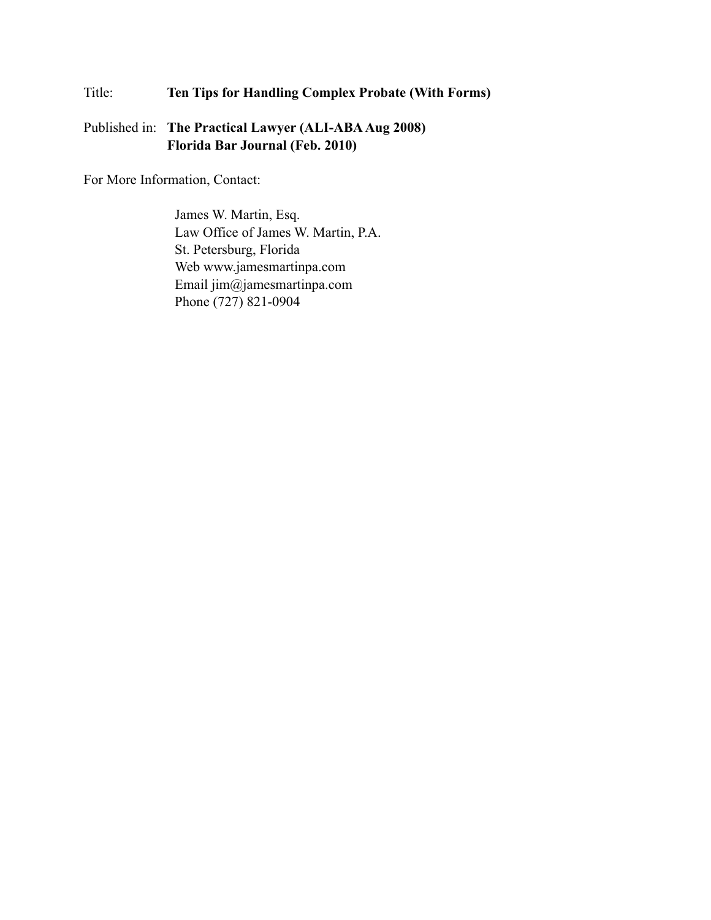Title: **Ten Tips for Handling Complex Probate (With Forms)**

Published in: **The Practical Lawyer (ALI-ABA Aug 2008)**
**Florida Bar Journal (Feb. 2010)**

For More Information, Contact:

James W. Martin, Esq.
Law Office of James W. Martin, P.A.
St. Petersburg, Florida
Web www.jamesmartinpa.com
Email jim@jamesmartinpa.com
Phone (727) 821-0904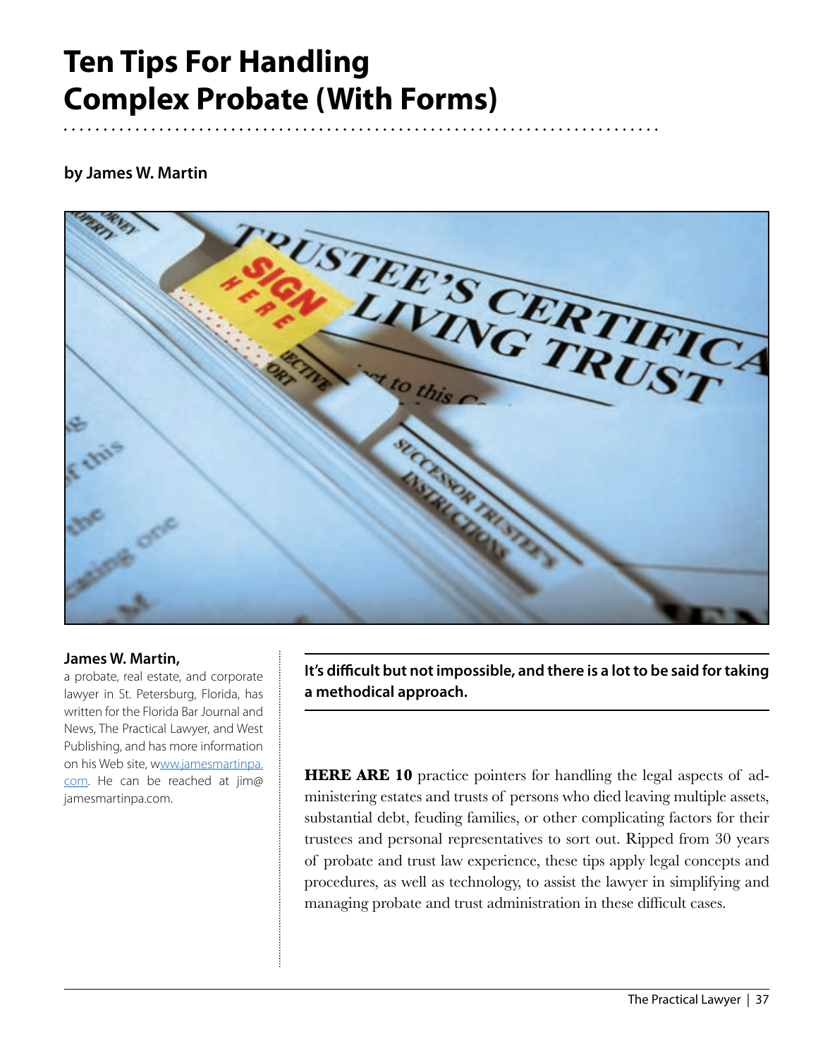# Ten Tips For Handling Complex Probate (With Forms)

**by James W. Martin**

**James W. Martin,** a probate, real estate, and corporate lawyer in St. Petersburg, Florida, has written for the Florida Bar Journal and News, The Practical Lawyer, and West Publishing, and has more information on his Web site, www.jamesmartinpa.com. He can be reached at jim@jamesmartinpa.com.

**It's difficult but not impossible, and there is a lot to be said for taking a methodical approach.**

**HERE ARE 10** practice pointers for handling the legal aspects of administering estates and trusts of persons who died leaving multiple assets, substantial debt, feuding families, or other complicating factors for their trustees and personal representatives to sort out. Ripped from 30 years of probate and trust law experience, these tips apply legal concepts and procedures, as well as technology, to assist the lawyer in simplifying and managing probate and trust administration in these difficult cases.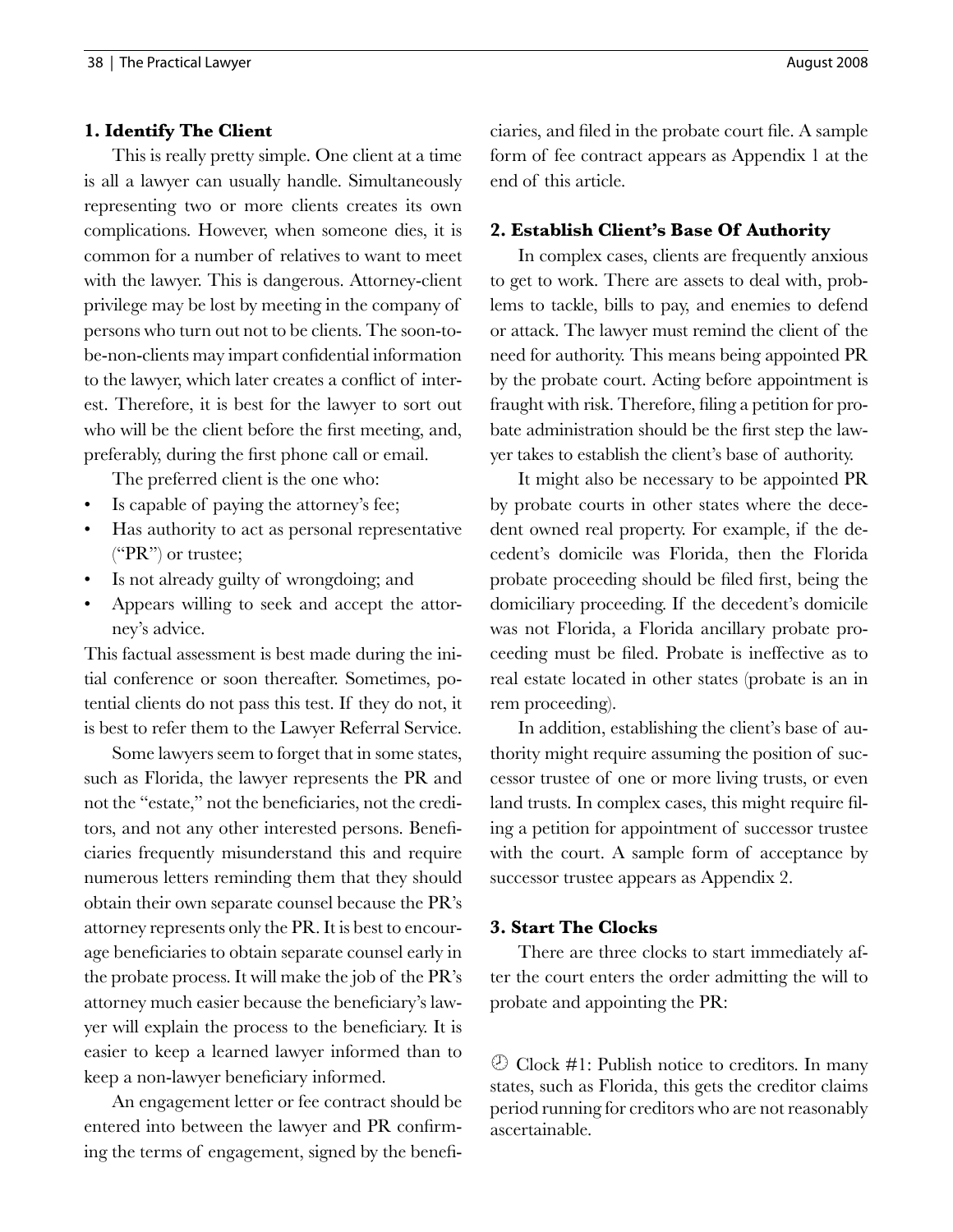### 1. Identify The Client

This is really pretty simple. One client at a time is all a lawyer can usually handle. Simultaneously representing two or more clients creates its own complications. However, when someone dies, it is common for a number of relatives to want to meet with the lawyer. This is dangerous. Attorney-client privilege may be lost by meeting in the company of persons who turn out not to be clients. The soon-to-be-non-clients may impart confidential information to the lawyer, which later creates a conflict of interest. Therefore, it is best for the lawyer to sort out who will be the client before the first meeting, and, preferably, during the first phone call or email.

The preferred client is the one who:

- Is capable of paying the attorney's fee;
- Has authority to act as personal representative ("PR") or trustee;
- Is not already guilty of wrongdoing; and
- Appears willing to seek and accept the attorney's advice.

This factual assessment is best made during the initial conference or soon thereafter. Sometimes, potential clients do not pass this test. If they do not, it is best to refer them to the Lawyer Referral Service.

Some lawyers seem to forget that in some states, such as Florida, the lawyer represents the PR and not the "estate," not the beneficiaries, not the creditors, and not any other interested persons. Beneficiaries frequently misunderstand this and require numerous letters reminding them that they should obtain their own separate counsel because the PR's attorney represents only the PR. It is best to encourage beneficiaries to obtain separate counsel early in the probate process. It will make the job of the PR's attorney much easier because the beneficiary's lawyer will explain the process to the beneficiary. It is easier to keep a learned lawyer informed than to keep a non-lawyer beneficiary informed.

An engagement letter or fee contract should be entered into between the lawyer and PR confirming the terms of engagement, signed by the beneficiaries, and filed in the probate court file. A sample form of fee contract appears as Appendix 1 at the end of this article.

### 2. Establish Client's Base Of Authority

In complex cases, clients are frequently anxious to get to work. There are assets to deal with, problems to tackle, bills to pay, and enemies to defend or attack. The lawyer must remind the client of the need for authority. This means being appointed PR by the probate court. Acting before appointment is fraught with risk. Therefore, filing a petition for probate administration should be the first step the lawyer takes to establish the client's base of authority.

It might also be necessary to be appointed PR by probate courts in other states where the decedent owned real property. For example, if the decedent's domicile was Florida, then the Florida probate proceeding should be filed first, being the domiciliary proceeding. If the decedent's domicile was not Florida, a Florida ancillary probate proceeding must be filed. Probate is ineffective as to real estate located in other states (probate is an in rem proceeding).

In addition, establishing the client's base of authority might require assuming the position of successor trustee of one or more living trusts, or even land trusts. In complex cases, this might require filing a petition for appointment of successor trustee with the court. A sample form of acceptance by successor trustee appears as Appendix 2.

### 3. Start The Clocks

There are three clocks to start immediately after the court enters the order admitting the will to probate and appointing the PR:

🕘 Clock #1: Publish notice to creditors. In many states, such as Florida, this gets the creditor claims period running for creditors who are not reasonably ascertainable.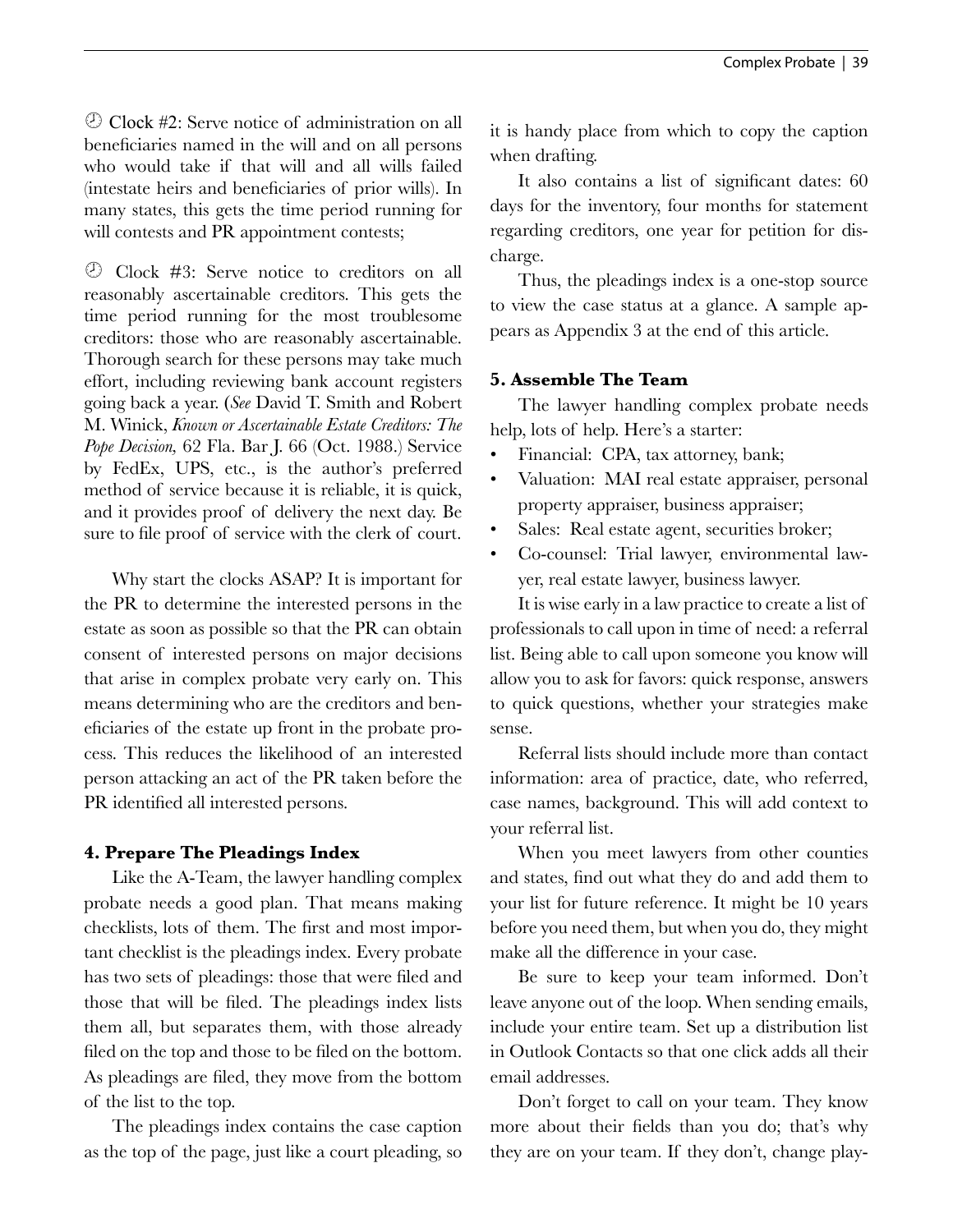🕗 Clock #2: Serve notice of administration on all beneficiaries named in the will and on all persons who would take if that will and all wills failed (intestate heirs and beneficiaries of prior wills). In many states, this gets the time period running for will contests and PR appointment contests;

🕗 Clock #3: Serve notice to creditors on all reasonably ascertainable creditors. This gets the time period running for the most troublesome creditors: those who are reasonably ascertainable. Thorough search for these persons may take much effort, including reviewing bank account registers going back a year. (*See* David T. Smith and Robert M. Winick, *Known or Ascertainable Estate Creditors: The Pope Decision,* 62 Fla. Bar J. 66 (Oct. 1988.) Service by FedEx, UPS, etc., is the author's preferred method of service because it is reliable, it is quick, and it provides proof of delivery the next day. Be sure to file proof of service with the clerk of court.

Why start the clocks ASAP? It is important for the PR to determine the interested persons in the estate as soon as possible so that the PR can obtain consent of interested persons on major decisions that arise in complex probate very early on. This means determining who are the creditors and beneficiaries of the estate up front in the probate process. This reduces the likelihood of an interested person attacking an act of the PR taken before the PR identified all interested persons.

### 4. Prepare The Pleadings Index

Like the A-Team, the lawyer handling complex probate needs a good plan. That means making checklists, lots of them. The first and most important checklist is the pleadings index. Every probate has two sets of pleadings: those that were filed and those that will be filed. The pleadings index lists them all, but separates them, with those already filed on the top and those to be filed on the bottom. As pleadings are filed, they move from the bottom of the list to the top.

The pleadings index contains the case caption as the top of the page, just like a court pleading, so it is handy place from which to copy the caption when drafting.

It also contains a list of significant dates: 60 days for the inventory, four months for statement regarding creditors, one year for petition for discharge.

Thus, the pleadings index is a one-stop source to view the case status at a glance. A sample appears as Appendix 3 at the end of this article.

### 5. Assemble The Team

The lawyer handling complex probate needs help, lots of help. Here's a starter:

- Financial: CPA, tax attorney, bank;
- Valuation: MAI real estate appraiser, personal property appraiser, business appraiser;
- Sales: Real estate agent, securities broker;
- Co-counsel: Trial lawyer, environmental lawyer, real estate lawyer, business lawyer.

It is wise early in a law practice to create a list of professionals to call upon in time of need: a referral list. Being able to call upon someone you know will allow you to ask for favors: quick response, answers to quick questions, whether your strategies make sense.

Referral lists should include more than contact information: area of practice, date, who referred, case names, background. This will add context to your referral list.

When you meet lawyers from other counties and states, find out what they do and add them to your list for future reference. It might be 10 years before you need them, but when you do, they might make all the difference in your case.

Be sure to keep your team informed. Don't leave anyone out of the loop. When sending emails, include your entire team. Set up a distribution list in Outlook Contacts so that one click adds all their email addresses.

Don't forget to call on your team. They know more about their fields than you do; that's why they are on your team. If they don't, change play-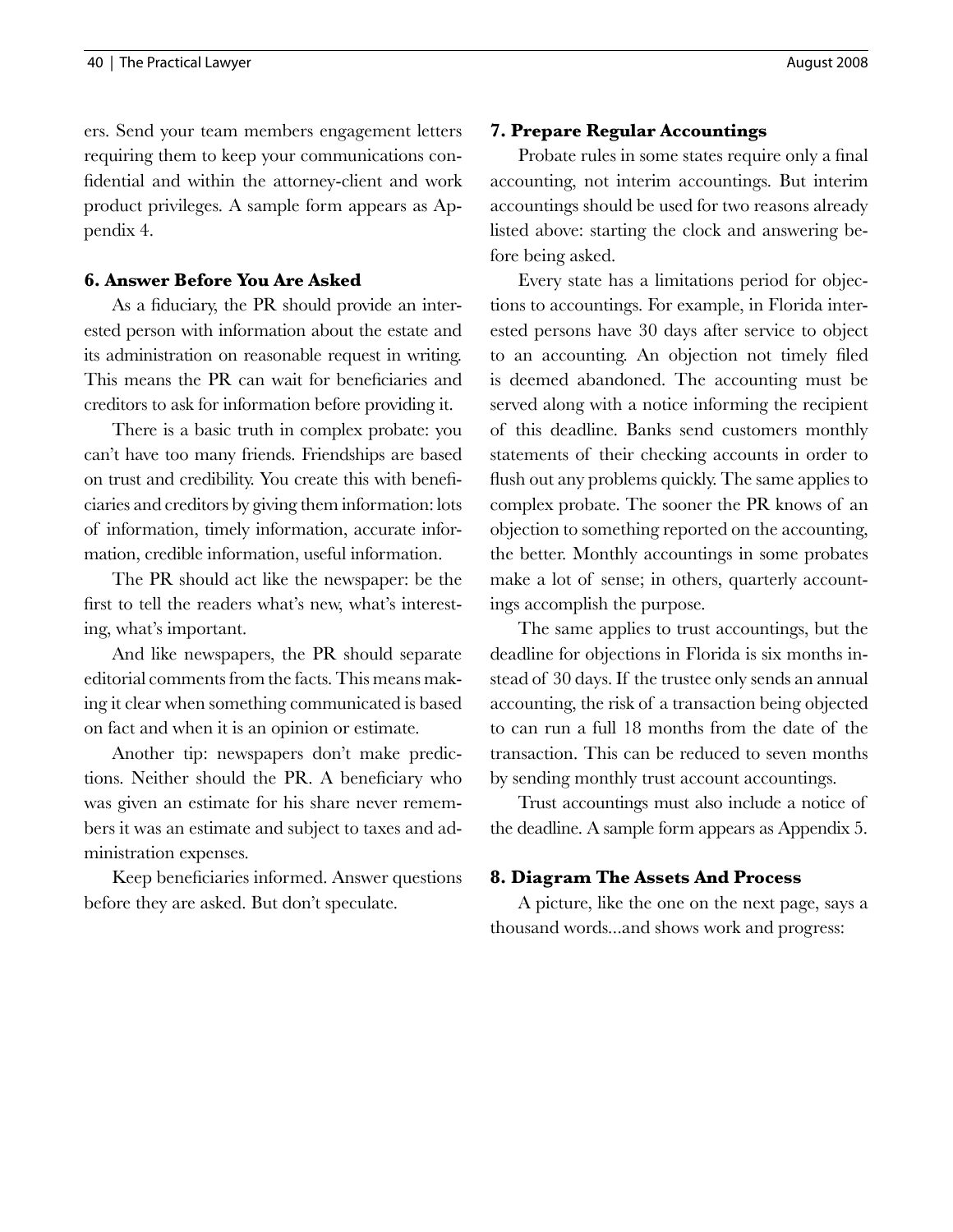ers. Send your team members engagement letters requiring them to keep your communications confidential and within the attorney-client and work product privileges. A sample form appears as Appendix 4.

### 6. Answer Before You Are Asked

As a fiduciary, the PR should provide an interested person with information about the estate and its administration on reasonable request in writing. This means the PR can wait for beneficiaries and creditors to ask for information before providing it.

There is a basic truth in complex probate: you can't have too many friends. Friendships are based on trust and credibility. You create this with beneficiaries and creditors by giving them information: lots of information, timely information, accurate information, credible information, useful information.

The PR should act like the newspaper: be the first to tell the readers what's new, what's interesting, what's important.

And like newspapers, the PR should separate editorial comments from the facts. This means making it clear when something communicated is based on fact and when it is an opinion or estimate.

Another tip: newspapers don't make predictions. Neither should the PR. A beneficiary who was given an estimate for his share never remembers it was an estimate and subject to taxes and administration expenses.

Keep beneficiaries informed. Answer questions before they are asked. But don't speculate.

### 7. Prepare Regular Accountings

Probate rules in some states require only a final accounting, not interim accountings. But interim accountings should be used for two reasons already listed above: starting the clock and answering before being asked.

Every state has a limitations period for objections to accountings. For example, in Florida interested persons have 30 days after service to object to an accounting. An objection not timely filed is deemed abandoned. The accounting must be served along with a notice informing the recipient of this deadline. Banks send customers monthly statements of their checking accounts in order to flush out any problems quickly. The same applies to complex probate. The sooner the PR knows of an objection to something reported on the accounting, the better. Monthly accountings in some probates make a lot of sense; in others, quarterly accountings accomplish the purpose.

The same applies to trust accountings, but the deadline for objections in Florida is six months instead of 30 days. If the trustee only sends an annual accounting, the risk of a transaction being objected to can run a full 18 months from the date of the transaction. This can be reduced to seven months by sending monthly trust account accountings.

Trust accountings must also include a notice of the deadline. A sample form appears as Appendix 5.

### 8. Diagram The Assets And Process

A picture, like the one on the next page, says a thousand words...and shows work and progress: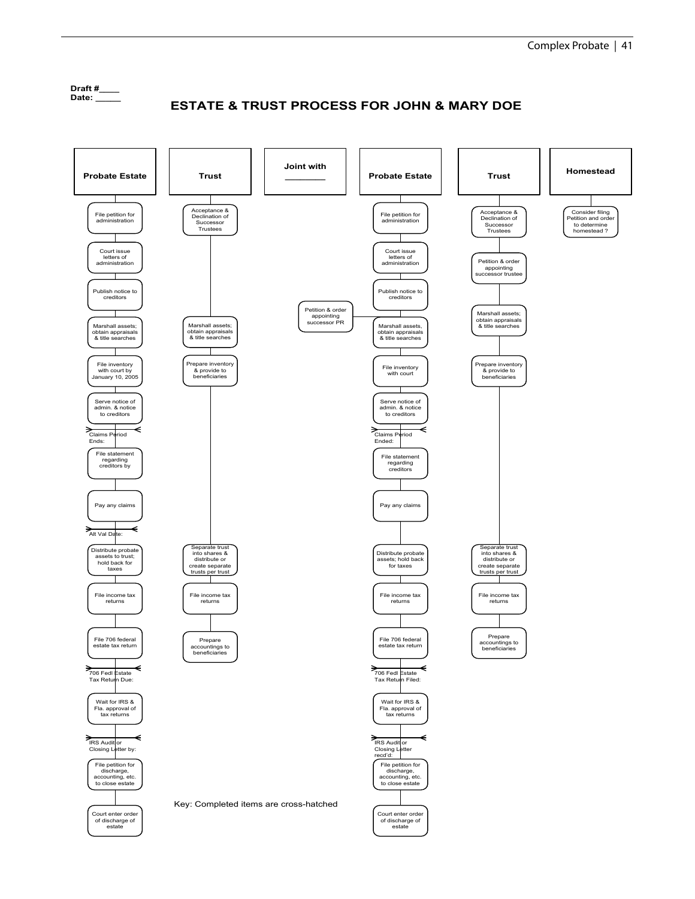Draft #____
Date: _____

# ESTATE & TRUST PROCESS FOR JOHN & MARY DOE

## Probate Estate

- File petition for administration
- Court issue letters of administration
- Publish notice to creditors
- Marshall assets; obtain appraisals & title searches
- File inventory with court by January 10, 2005
- Serve notice of admin. & notice to creditors
- Claims Period Ends:
- File statement regarding creditors by
- Pay any claims
- Alt Val Date:
- Distribute probate assets to trust; hold back for taxes
- File income tax returns
- File 706 federal estate tax return
- 706 Fedl Estate Tax Return Due:
- Wait for IRS & Fla. approval of tax returns
- IRS Audit or Closing Letter by:
- File petition for discharge, accounting, etc. to close estate
- Court enter order of discharge of estate

## Trust

- Acceptance & Declination of Successor Trustees
- Marshall assets; obtain appraisals & title searches
- Prepare inventory & provide to beneficiaries
- Separate trust into shares & distribute or create separate trusts per trust
- File income tax returns
- Prepare accountings to beneficiaries

## Joint with ________

## Probate Estate

- File petition for administration
- Court issue letters of administration
- Publish notice to creditors
- Petition & order appointing successor PR
- Marshall assets, obtain appraisals & title searches
- File inventory with court
- Serve notice of admin. & notice to creditors
- Claims Period Ended:
- File statement regarding creditors
- Pay any claims
- Distribute probate assets; hold back for taxes
- File income tax returns
- File 706 federal estate tax return
- 706 Fedl Estate Tax Return Filed:
- Wait for IRS & Fla. approval of tax returns
- IRS Audit or Closing Letter recd'd:
- File petition for discharge, accounting, etc. to close estate
- Court enter order of discharge of estate

## Trust

- Acceptance & Declination of Successor Trustees
- Petition & order appointing successor trustee
- Marshall assets; obtain appraisals & title searches
- Prepare inventory & provide to beneficiaries
- Separate trust into shares & distribute or create separate trusts per trust
- File income tax returns
- Prepare accountings to beneficiaries

## Homestead

- Consider filing Petition and order to determine homestead ?

Key: Completed items are cross-hatched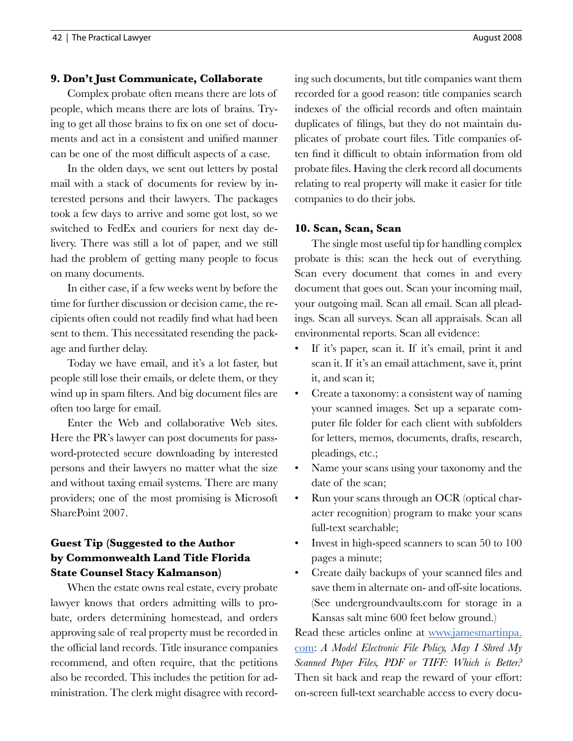### 9. Don't Just Communicate, Collaborate

Complex probate often means there are lots of people, which means there are lots of brains. Trying to get all those brains to fix on one set of documents and act in a consistent and unified manner can be one of the most difficult aspects of a case.

In the olden days, we sent out letters by postal mail with a stack of documents for review by interested persons and their lawyers. The packages took a few days to arrive and some got lost, so we switched to FedEx and couriers for next day delivery. There was still a lot of paper, and we still had the problem of getting many people to focus on many documents.

In either case, if a few weeks went by before the time for further discussion or decision came, the recipients often could not readily find what had been sent to them. This necessitated resending the package and further delay.

Today we have email, and it's a lot faster, but people still lose their emails, or delete them, or they wind up in spam filters. And big document files are often too large for email.

Enter the Web and collaborative Web sites. Here the PR's lawyer can post documents for password-protected secure downloading by interested persons and their lawyers no matter what the size and without taxing email systems. There are many providers; one of the most promising is Microsoft SharePoint 2007.

### Guest Tip (Suggested to the Author by Commonwealth Land Title Florida State Counsel Stacy Kalmanson)

When the estate owns real estate, every probate lawyer knows that orders admitting wills to probate, orders determining homestead, and orders approving sale of real property must be recorded in the official land records. Title insurance companies recommend, and often require, that the petitions also be recorded. This includes the petition for administration. The clerk might disagree with recording such documents, but title companies want them recorded for a good reason: title companies search indexes of the official records and often maintain duplicates of filings, but they do not maintain duplicates of probate court files. Title companies often find it difficult to obtain information from old probate files. Having the clerk record all documents relating to real property will make it easier for title companies to do their jobs.

### 10. Scan, Scan, Scan

The single most useful tip for handling complex probate is this: scan the heck out of everything. Scan every document that comes in and every document that goes out. Scan your incoming mail, your outgoing mail. Scan all email. Scan all pleadings. Scan all surveys. Scan all appraisals. Scan all environmental reports. Scan all evidence:

- If it's paper, scan it. If it's email, print it and scan it. If it's an email attachment, save it, print it, and scan it;
- Create a taxonomy: a consistent way of naming your scanned images. Set up a separate computer file folder for each client with subfolders for letters, memos, documents, drafts, research, pleadings, etc.;
- Name your scans using your taxonomy and the date of the scan;
- Run your scans through an OCR (optical character recognition) program to make your scans full-text searchable;
- Invest in high-speed scanners to scan 50 to 100 pages a minute;
- Create daily backups of your scanned files and save them in alternate on- and off-site locations. (See undergroundvaults.com for storage in a Kansas salt mine 600 feet below ground.)

Read these articles online at www.jamesmartinpa.com: *A Model Electronic File Policy, May I Shred My Scanned Paper Files, PDF or TIFF: Which is Better?* Then sit back and reap the reward of your effort: on-screen full-text searchable access to every docu-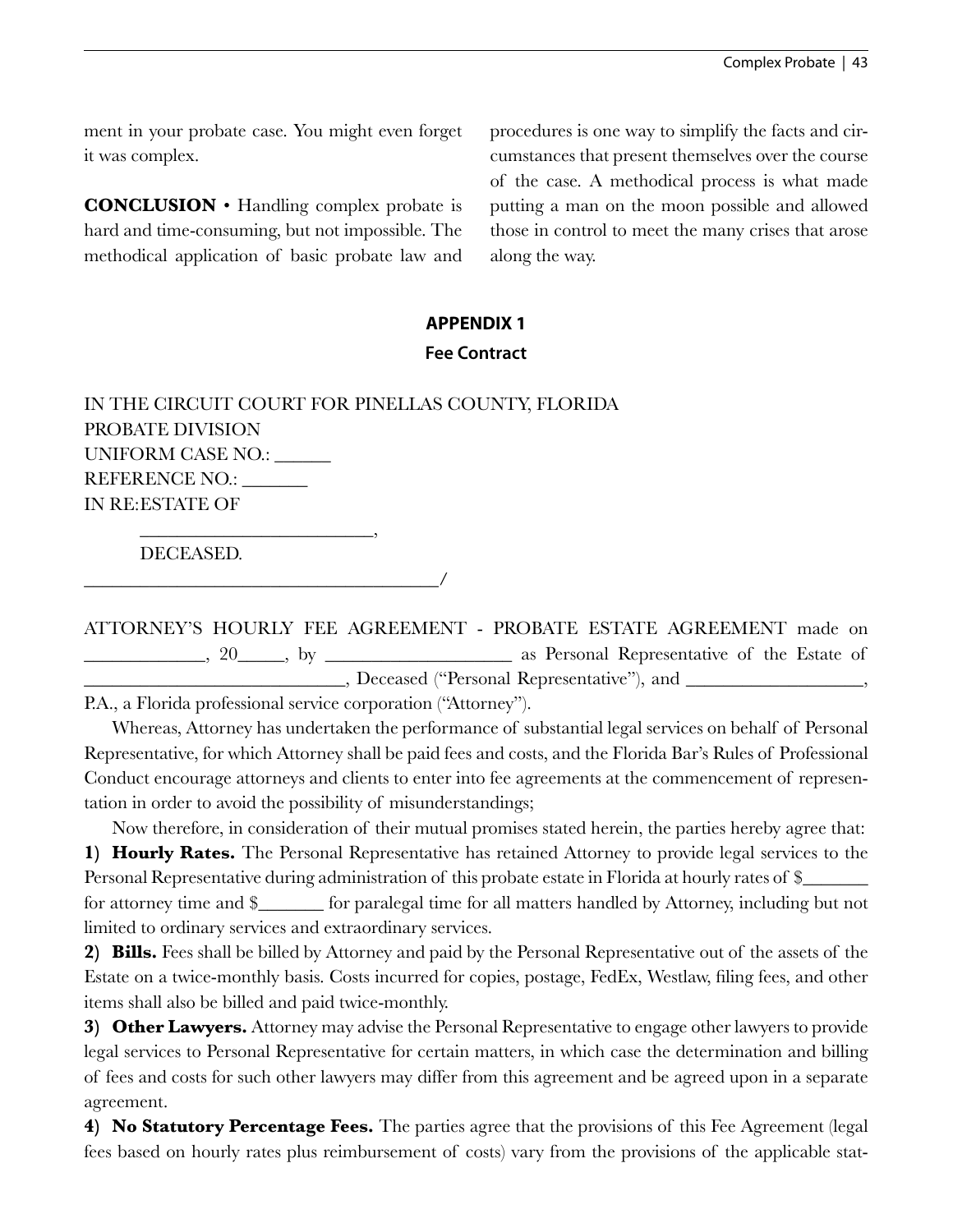ment in your probate case. You might even forget it was complex.

**CONCLUSION** • Handling complex probate is hard and time-consuming, but not impossible. The methodical application of basic probate law and procedures is one way to simplify the facts and circumstances that present themselves over the course of the case. A methodical process is what made putting a man on the moon possible and allowed those in control to meet the many crises that arose along the way.

## APPENDIX 1

### Fee Contract

IN THE CIRCUIT COURT FOR PINELLAS COUNTY, FLORIDA
PROBATE DIVISION
UNIFORM CASE NO.: ______
REFERENCE NO.: _______
IN RE:ESTATE OF

________________________,
DECEASED.

_______________________________________/

ATTORNEY'S HOURLY FEE AGREEMENT - PROBATE ESTATE AGREEMENT made on _____________, 20_____, by ____________________ as Personal Representative of the Estate of ____________________________, Deceased ("Personal Representative"), and ___________________, P.A., a Florida professional service corporation ("Attorney").

Whereas, Attorney has undertaken the performance of substantial legal services on behalf of Personal Representative, for which Attorney shall be paid fees and costs, and the Florida Bar's Rules of Professional Conduct encourage attorneys and clients to enter into fee agreements at the commencement of representation in order to avoid the possibility of misunderstandings;

Now therefore, in consideration of their mutual promises stated herein, the parties hereby agree that:

**1) Hourly Rates.** The Personal Representative has retained Attorney to provide legal services to the Personal Representative during administration of this probate estate in Florida at hourly rates of $_______ for attorney time and $_______ for paralegal time for all matters handled by Attorney, including but not limited to ordinary services and extraordinary services.

**2) Bills.** Fees shall be billed by Attorney and paid by the Personal Representative out of the assets of the Estate on a twice-monthly basis. Costs incurred for copies, postage, FedEx, Westlaw, filing fees, and other items shall also be billed and paid twice-monthly.

**3) Other Lawyers.** Attorney may advise the Personal Representative to engage other lawyers to provide legal services to Personal Representative for certain matters, in which case the determination and billing of fees and costs for such other lawyers may differ from this agreement and be agreed upon in a separate agreement.

**4) No Statutory Percentage Fees.** The parties agree that the provisions of this Fee Agreement (legal fees based on hourly rates plus reimbursement of costs) vary from the provisions of the applicable stat-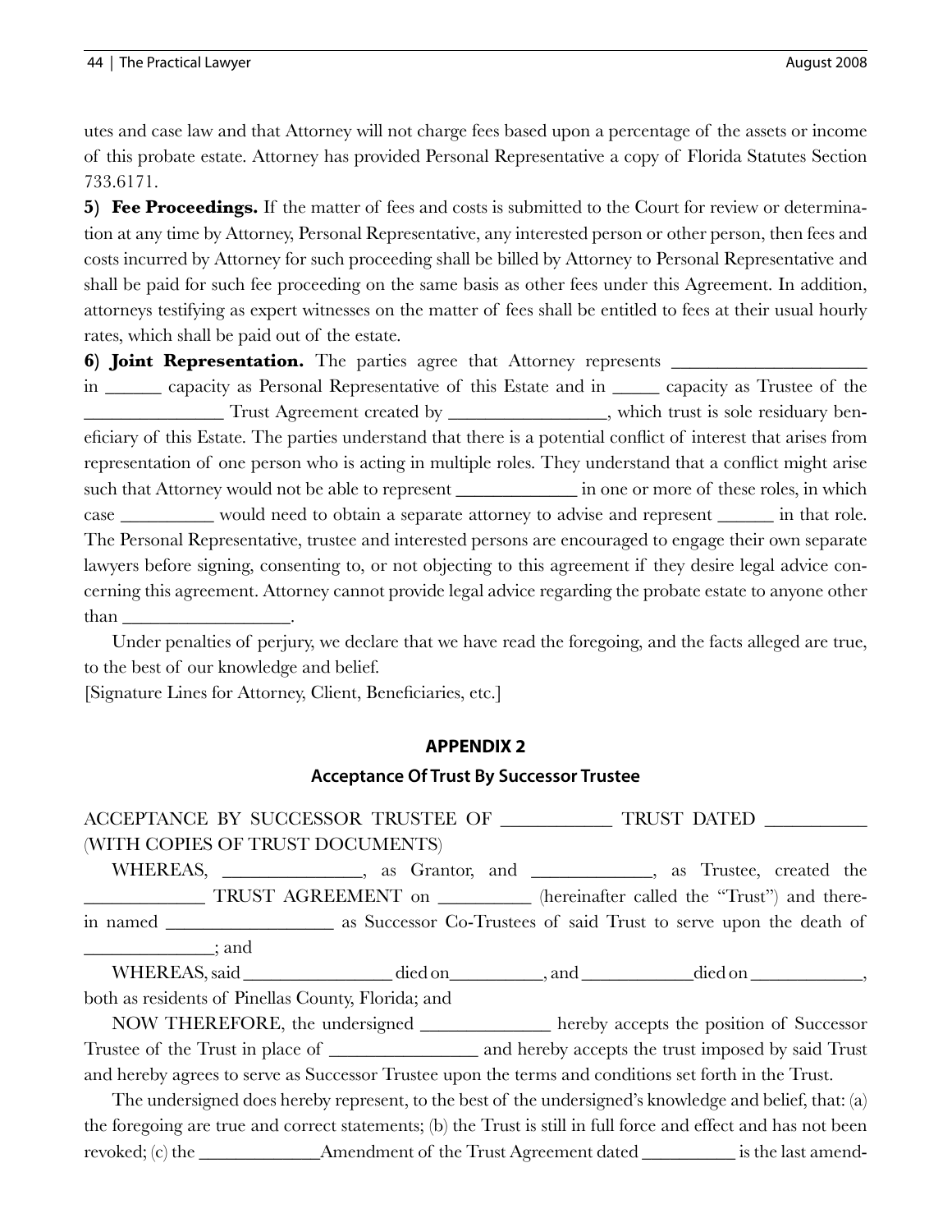utes and case law and that Attorney will not charge fees based upon a percentage of the assets or income of this probate estate. Attorney has provided Personal Representative a copy of Florida Statutes Section 733.6171.

**5) Fee Proceedings.** If the matter of fees and costs is submitted to the Court for review or determination at any time by Attorney, Personal Representative, any interested person or other person, then fees and costs incurred by Attorney for such proceeding shall be billed by Attorney to Personal Representative and shall be paid for such fee proceeding on the same basis as other fees under this Agreement. In addition, attorneys testifying as expert witnesses on the matter of fees shall be entitled to fees at their usual hourly rates, which shall be paid out of the estate.

**6) Joint Representation.** The parties agree that Attorney represents ____________________ in ______ capacity as Personal Representative of this Estate and in _____ capacity as Trustee of the ______________ Trust Agreement created by ________________, which trust is sole residuary beneficiary of this Estate. The parties understand that there is a potential conflict of interest that arises from representation of one person who is acting in multiple roles. They understand that a conflict might arise such that Attorney would not be able to represent ____________ in one or more of these roles, in which case _________ would need to obtain a separate attorney to advise and represent ______ in that role. The Personal Representative, trustee and interested persons are encouraged to engage their own separate lawyers before signing, consenting to, or not objecting to this agreement if they desire legal advice concerning this agreement. Attorney cannot provide legal advice regarding the probate estate to anyone other than _________________.

Under penalties of perjury, we declare that we have read the foregoing, and the facts alleged are true, to the best of our knowledge and belief.

[Signature Lines for Attorney, Client, Beneficiaries, etc.]

## APPENDIX 2

### Acceptance Of Trust By Successor Trustee

ACCEPTANCE BY SUCCESSOR TRUSTEE OF ___________ TRUST DATED __________ (WITH COPIES OF TRUST DOCUMENTS)

WHEREAS, ______________, as Grantor, and ____________, as Trustee, created the ____________ TRUST AGREEMENT on _________ (hereinafter called the "Trust") and therein named _________________ as Successor Co-Trustees of said Trust to serve upon the death of _____________; and

WHEREAS, said _______________ died on __________, and ___________ died on ___________, both as residents of Pinellas County, Florida; and

NOW THEREFORE, the undersigned _____________ hereby accepts the position of Successor Trustee of the Trust in place of _______________ and hereby accepts the trust imposed by said Trust and hereby agrees to serve as Successor Trustee upon the terms and conditions set forth in the Trust.

The undersigned does hereby represent, to the best of the undersigned's knowledge and belief, that: (a) the foregoing are true and correct statements; (b) the Trust is still in full force and effect and has not been revoked; (c) the ____________ Amendment of the Trust Agreement dated _________ is the last amend-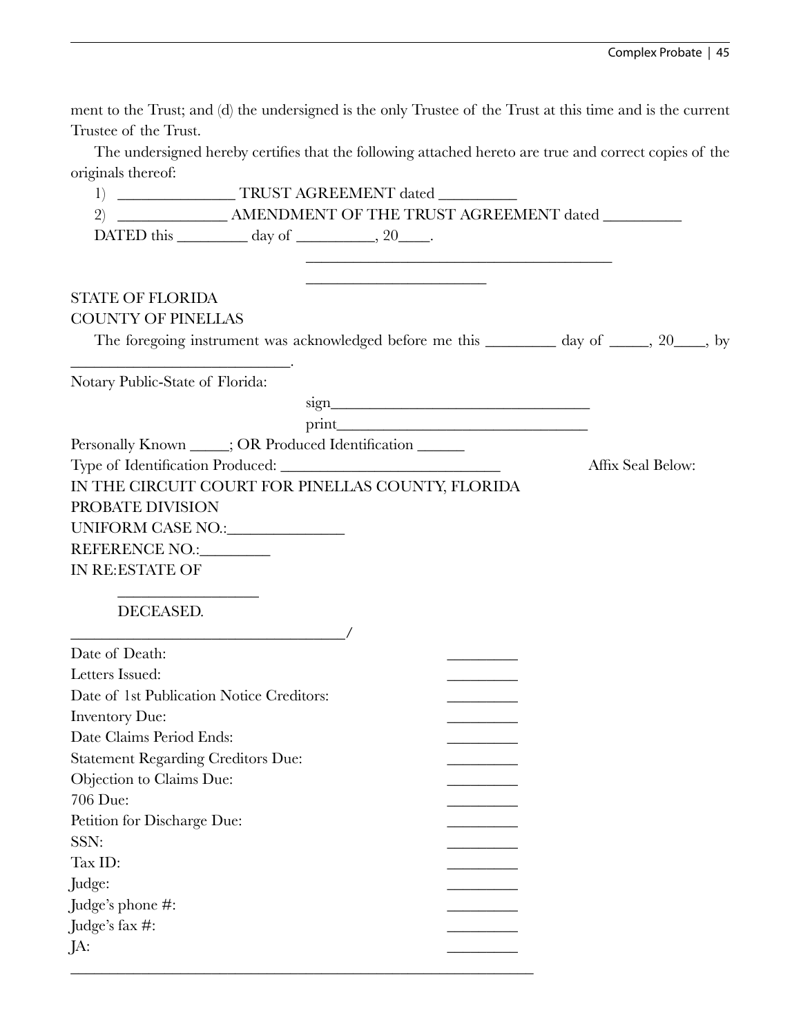ment to the Trust; and (d) the undersigned is the only Trustee of the Trust at this time and is the current Trustee of the Trust.

The undersigned hereby certifies that the following attached hereto are true and correct copies of the originals thereof:

1) _______________ TRUST AGREEMENT dated __________

2) ______________ AMENDMENT OF THE TRUST AGREEMENT dated __________

DATED this _________ day of __________, 20____.

________________________________________

_______________________

STATE OF FLORIDA
COUNTY OF PINELLAS

The foregoing instrument was acknowledged before me this _________ day of _____, 20____, by ____________________________.

Notary Public-State of Florida:

sign_________________________________

print_________________________________

Personally Known _____; OR Produced Identification ______

Type of Identification Produced: ____________________________ Affix Seal Below:

IN THE CIRCUIT COURT FOR PINELLAS COUNTY, FLORIDA
PROBATE DIVISION
UNIFORM CASE NO.:_______________
REFERENCE NO.:_________
IN RE:ESTATE OF

__________________

DECEASED.

____________________________________/

| | |
|---|---|
| Date of Death: | _________ |
| Letters Issued: | _________ |
| Date of 1st Publication Notice Creditors: | _________ |
| Inventory Due: | _________ |
| Date Claims Period Ends: | _________ |
| Statement Regarding Creditors Due: | _________ |
| Objection to Claims Due: | _________ |
| 706 Due: | _________ |
| Petition for Discharge Due: | _________ |
| SSN: | _________ |
| Tax ID: | _________ |
| Judge: | _________ |
| Judge's phone #: | _________ |
| Judge's fax #: | _________ |
| JA: | _________ |

____________________________________________________________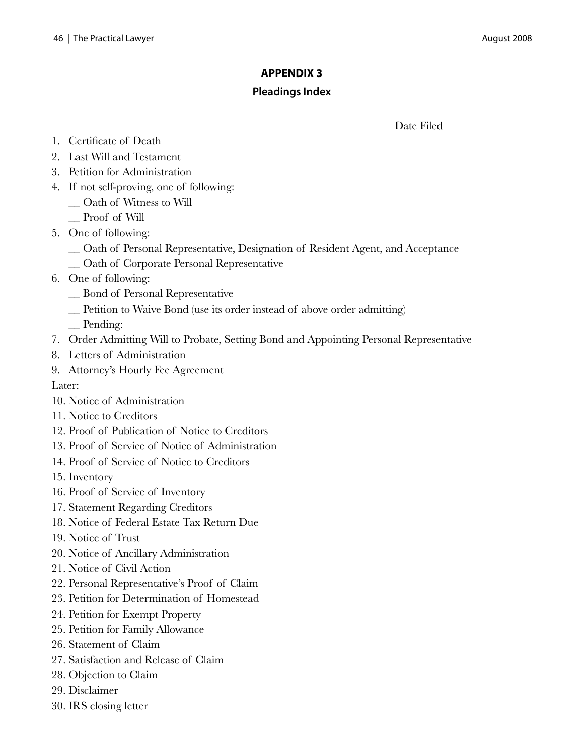## APPENDIX 3

### Pleadings Index

Date Filed

1. Certificate of Death
2. Last Will and Testament
3. Petition for Administration
4. If not self-proving, one of following:
   __ Oath of Witness to Will
   __ Proof of Will
5. One of following:
   __ Oath of Personal Representative, Designation of Resident Agent, and Acceptance
   __ Oath of Corporate Personal Representative
6. One of following:
   __ Bond of Personal Representative
   __ Petition to Waive Bond (use its order instead of above order admitting)
   __ Pending:
7. Order Admitting Will to Probate, Setting Bond and Appointing Personal Representative
8. Letters of Administration
9. Attorney's Hourly Fee Agreement

Later:

10. Notice of Administration
11. Notice to Creditors
12. Proof of Publication of Notice to Creditors
13. Proof of Service of Notice of Administration
14. Proof of Service of Notice to Creditors
15. Inventory
16. Proof of Service of Inventory
17. Statement Regarding Creditors
18. Notice of Federal Estate Tax Return Due
19. Notice of Trust
20. Notice of Ancillary Administration
21. Notice of Civil Action
22. Personal Representative's Proof of Claim
23. Petition for Determination of Homestead
24. Petition for Exempt Property
25. Petition for Family Allowance
26. Statement of Claim
27. Satisfaction and Release of Claim
28. Objection to Claim
29. Disclaimer
30. IRS closing letter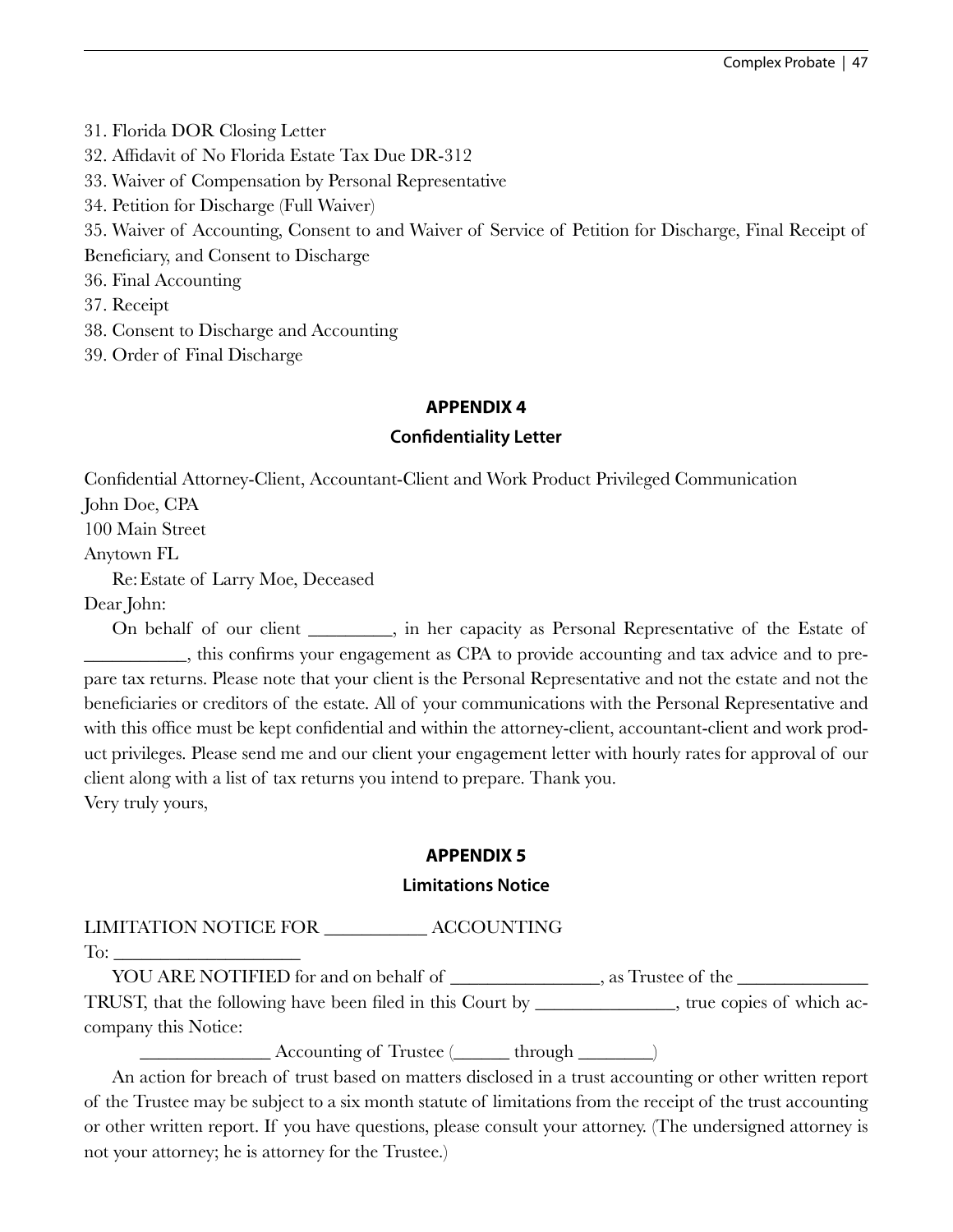31. Florida DOR Closing Letter
32. Affidavit of No Florida Estate Tax Due DR-312
33. Waiver of Compensation by Personal Representative
34. Petition for Discharge (Full Waiver)
35. Waiver of Accounting, Consent to and Waiver of Service of Petition for Discharge, Final Receipt of Beneficiary, and Consent to Discharge
36. Final Accounting
37. Receipt
38. Consent to Discharge and Accounting
39. Order of Final Discharge

## APPENDIX 4

### Confidentiality Letter

Confidential Attorney-Client, Accountant-Client and Work Product Privileged Communication
John Doe, CPA
100 Main Street
Anytown FL

Re: Estate of Larry Moe, Deceased

Dear John:

On behalf of our client _________, in her capacity as Personal Representative of the Estate of ___________, this confirms your engagement as CPA to provide accounting and tax advice and to prepare tax returns. Please note that your client is the Personal Representative and not the estate and not the beneficiaries or creditors of the estate. All of your communications with the Personal Representative and with this office must be kept confidential and within the attorney-client, accountant-client and work product privileges. Please send me and our client your engagement letter with hourly rates for approval of our client along with a list of tax returns you intend to prepare. Thank you.

Very truly yours,

## APPENDIX 5

### Limitations Notice

LIMITATION NOTICE FOR ___________ ACCOUNTING

To: ____________________

YOU ARE NOTIFIED for and on behalf of ________________, as Trustee of the ______________ TRUST, that the following have been filed in this Court by _______________, true copies of which accompany this Notice:

______________ Accounting of Trustee (______ through ________)

An action for breach of trust based on matters disclosed in a trust accounting or other written report of the Trustee may be subject to a six month statute of limitations from the receipt of the trust accounting or other written report. If you have questions, please consult your attorney. (The undersigned attorney is not your attorney; he is attorney for the Trustee.)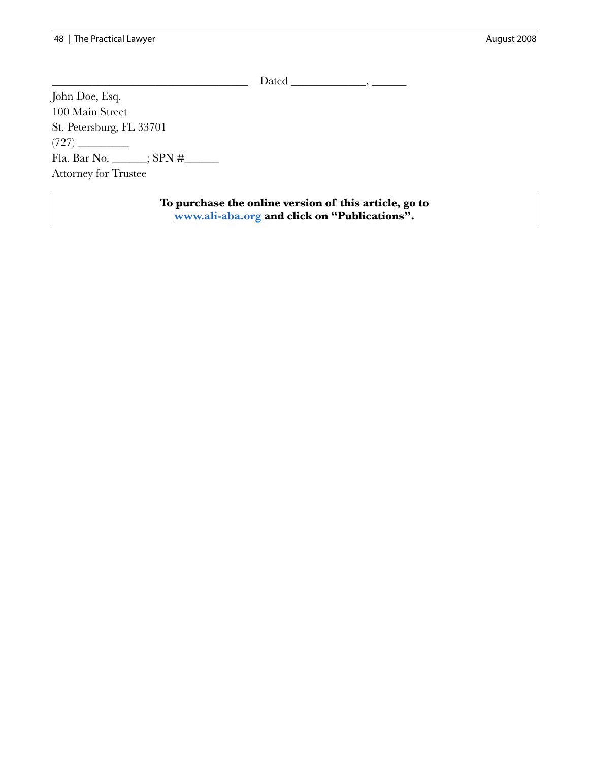\_\_\_\_\_\_\_\_\_\_\_\_\_\_\_\_\_\_\_\_\_\_\_\_\_\_\_\_\_\_\_\_\_\_\_ Dated \_\_\_\_\_\_\_\_\_\_\_\_\_, \_\_\_\_\_\_

John Doe, Esq.  
100 Main Street  
St. Petersburg, FL 33701  
(727) \_\_\_\_\_\_\_\_\_  
Fla. Bar No. \_\_\_\_\_\_; SPN #\_\_\_\_\_\_  
Attorney for Trustee

**To purchase the online version of this article, go to [www.ali-aba.org](http://www.ali-aba.org) and click on "Publications".**